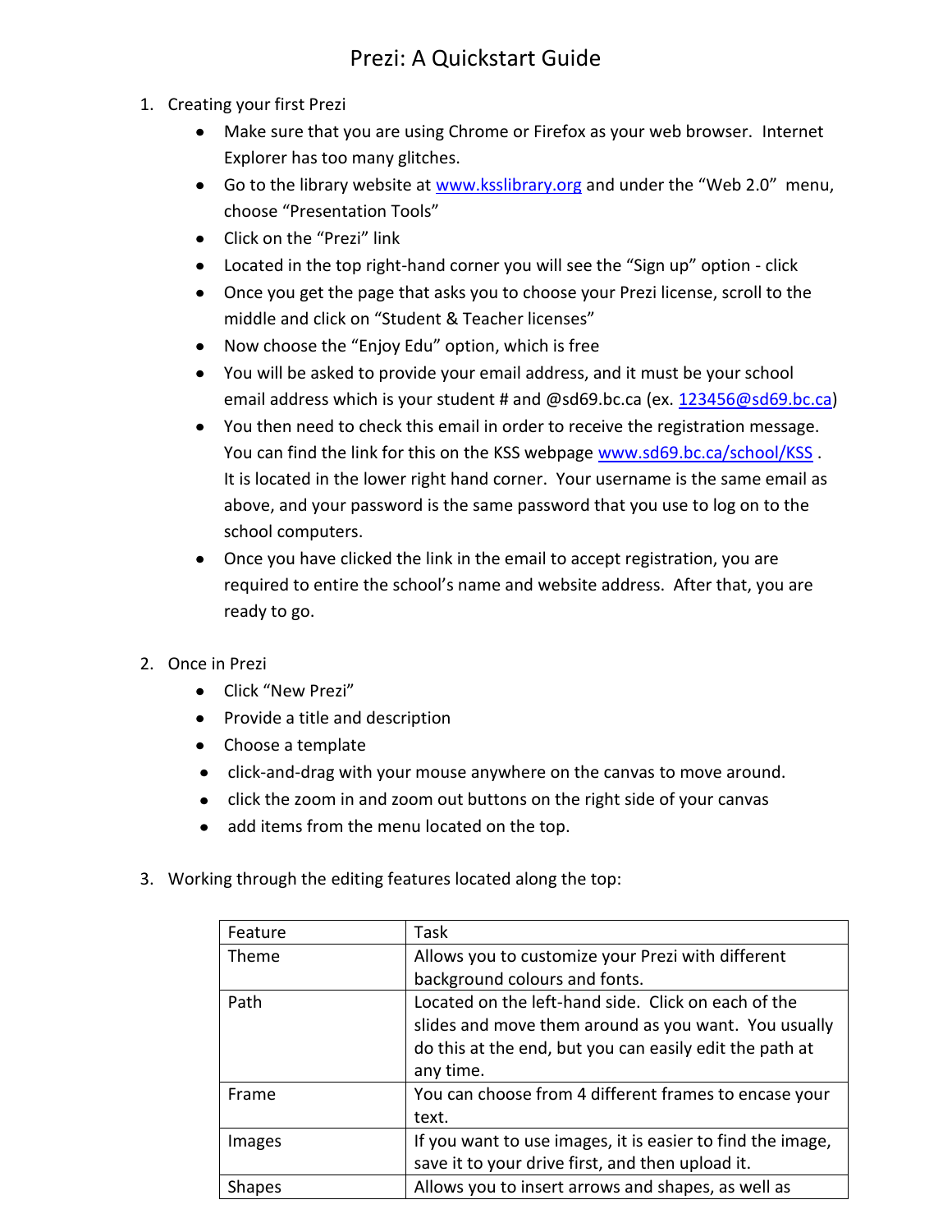# Prezi: A Quickstart Guide

1. Creating your first Prezi
   - Make sure that you are using Chrome or Firefox as your web browser. Internet Explorer has too many glitches.
   - Go to the library website at www.ksslibrary.org and under the "Web 2.0" menu, choose "Presentation Tools"
   - Click on the "Prezi" link
   - Located in the top right-hand corner you will see the "Sign up" option - click
   - Once you get the page that asks you to choose your Prezi license, scroll to the middle and click on "Student & Teacher licenses"
   - Now choose the "Enjoy Edu" option, which is free
   - You will be asked to provide your email address, and it must be your school email address which is your student # and @sd69.bc.ca (ex. 123456@sd69.bc.ca)
   - You then need to check this email in order to receive the registration message. You can find the link for this on the KSS webpage www.sd69.bc.ca/school/KSS . It is located in the lower right hand corner. Your username is the same email as above, and your password is the same password that you use to log on to the school computers.
   - Once you have clicked the link in the email to accept registration, you are required to entire the school's name and website address. After that, you are ready to go.

2. Once in Prezi
   - Click "New Prezi"
   - Provide a title and description
   - Choose a template
   - click-and-drag with your mouse anywhere on the canvas to move around.
   - click the zoom in and zoom out buttons on the right side of your canvas
   - add items from the menu located on the top.

3. Working through the editing features located along the top:

| Feature | Task |
|---|---|
| Theme | Allows you to customize your Prezi with different background colours and fonts. |
| Path | Located on the left-hand side. Click on each of the slides and move them around as you want. You usually do this at the end, but you can easily edit the path at any time. |
| Frame | You can choose from 4 different frames to encase your text. |
| Images | If you want to use images, it is easier to find the image, save it to your drive first, and then upload it. |
| Shapes | Allows you to insert arrows and shapes, as well as |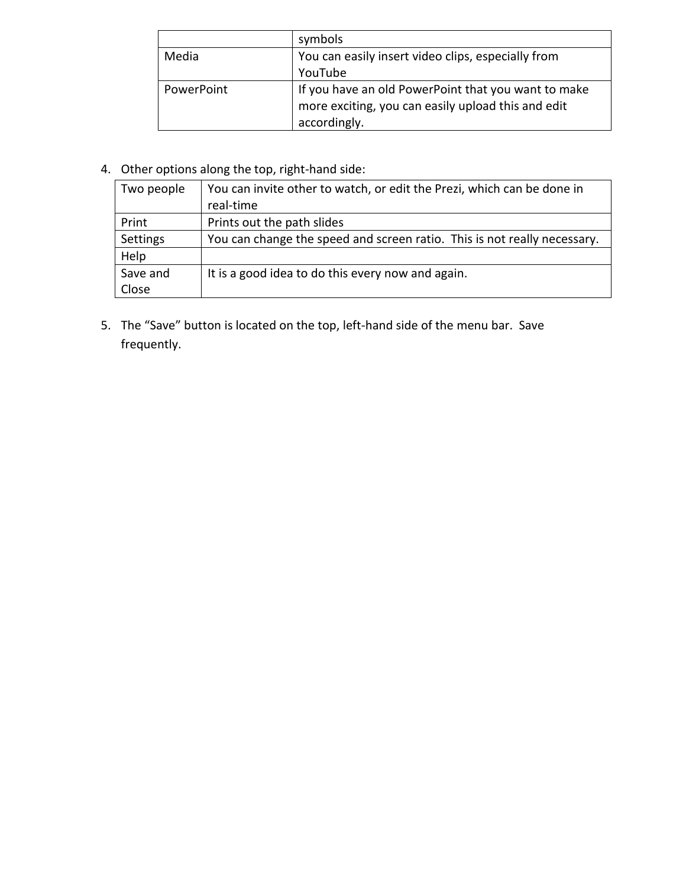| | |
|---|---|
| | symbols |
| Media | You can easily insert video clips, especially from YouTube |
| PowerPoint | If you have an old PowerPoint that you want to make more exciting, you can easily upload this and edit accordingly. |

4. Other options along the top, right-hand side:

| | |
|---|---|
| Two people | You can invite other to watch, or edit the Prezi, which can be done in real-time |
| Print | Prints out the path slides |
| Settings | You can change the speed and screen ratio. This is not really necessary. |
| Help | |
| Save and Close | It is a good idea to do this every now and again. |

5. The “Save” button is located on the top, left-hand side of the menu bar. Save frequently.